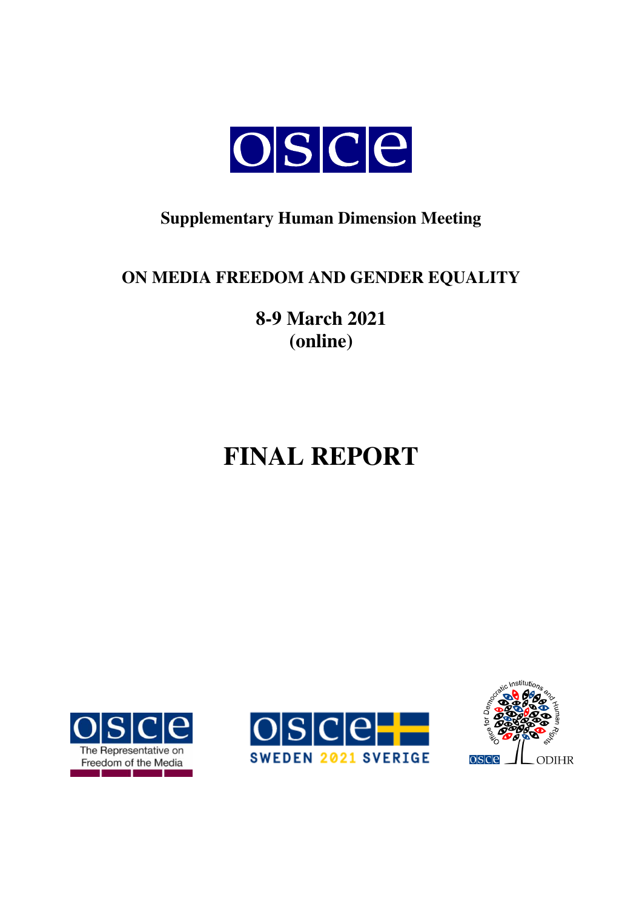**Supplementary Human Dimension Meeting**

**ON MEDIA FREEDOM AND GENDER EQUALITY**

**8-9 March 2021**
**(online)**

# FINAL REPORT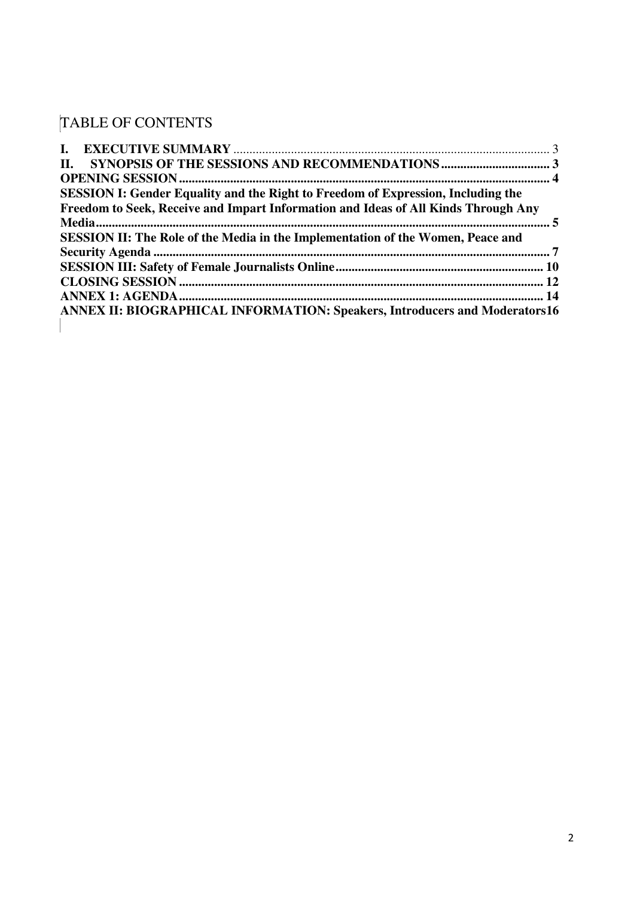# TABLE OF CONTENTS

**I. EXECUTIVE SUMMARY** .................................................................................................. 3
**II. SYNOPSIS OF THE SESSIONS AND RECOMMENDATIONS** .................................. 3
**OPENING SESSION** ........................................................................................................ 4
**SESSION I: Gender Equality and the Right to Freedom of Expression, Including the Freedom to Seek, Receive and Impart Information and Ideas of All Kinds Through Any Media** ......................................................................................................................... 5
**SESSION II: The Role of the Media in the Implementation of the Women, Peace and Security Agenda** ....................................................................................................... 7
**SESSION III: Safety of Female Journalists Online** ........................................................ 10
**CLOSING SESSION** ....................................................................................................... 12
**ANNEX 1: AGENDA** ...................................................................................................... 14
**ANNEX II: BIOGRAPHICAL INFORMATION: Speakers, Introducers and Moderators** 16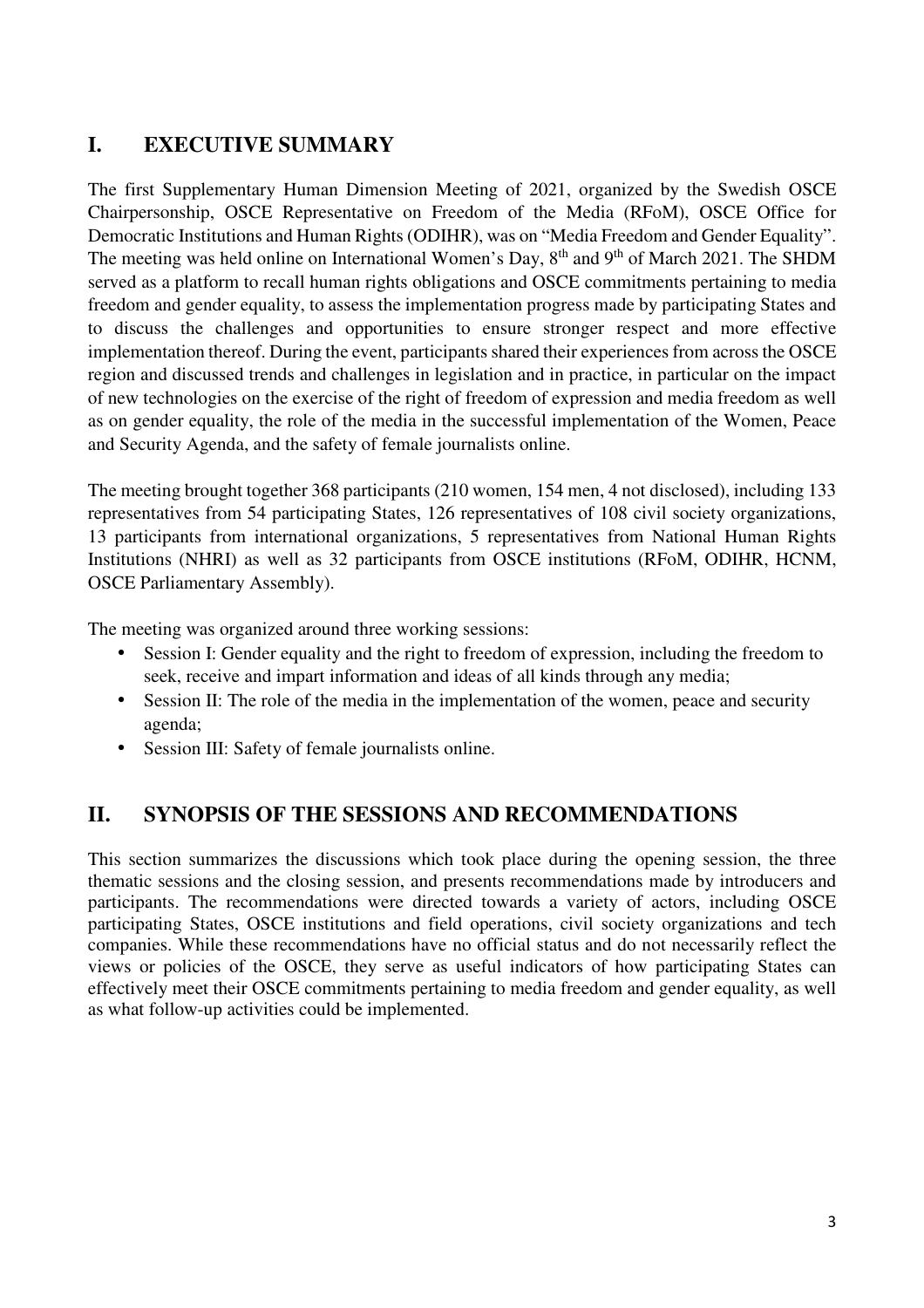## I. EXECUTIVE SUMMARY

The first Supplementary Human Dimension Meeting of 2021, organized by the Swedish OSCE Chairpersonship, OSCE Representative on Freedom of the Media (RFoM), OSCE Office for Democratic Institutions and Human Rights (ODIHR), was on "Media Freedom and Gender Equality". The meeting was held online on International Women's Day, 8th and 9th of March 2021. The SHDM served as a platform to recall human rights obligations and OSCE commitments pertaining to media freedom and gender equality, to assess the implementation progress made by participating States and to discuss the challenges and opportunities to ensure stronger respect and more effective implementation thereof. During the event, participants shared their experiences from across the OSCE region and discussed trends and challenges in legislation and in practice, in particular on the impact of new technologies on the exercise of the right of freedom of expression and media freedom as well as on gender equality, the role of the media in the successful implementation of the Women, Peace and Security Agenda, and the safety of female journalists online.

The meeting brought together 368 participants (210 women, 154 men, 4 not disclosed), including 133 representatives from 54 participating States, 126 representatives of 108 civil society organizations, 13 participants from international organizations, 5 representatives from National Human Rights Institutions (NHRI) as well as 32 participants from OSCE institutions (RFoM, ODIHR, HCNM, OSCE Parliamentary Assembly).

The meeting was organized around three working sessions:

- Session I: Gender equality and the right to freedom of expression, including the freedom to seek, receive and impart information and ideas of all kinds through any media;
- Session II: The role of the media in the implementation of the women, peace and security agenda;
- Session III: Safety of female journalists online.

## II. SYNOPSIS OF THE SESSIONS AND RECOMMENDATIONS

This section summarizes the discussions which took place during the opening session, the three thematic sessions and the closing session, and presents recommendations made by introducers and participants. The recommendations were directed towards a variety of actors, including OSCE participating States, OSCE institutions and field operations, civil society organizations and tech companies. While these recommendations have no official status and do not necessarily reflect the views or policies of the OSCE, they serve as useful indicators of how participating States can effectively meet their OSCE commitments pertaining to media freedom and gender equality, as well as what follow-up activities could be implemented.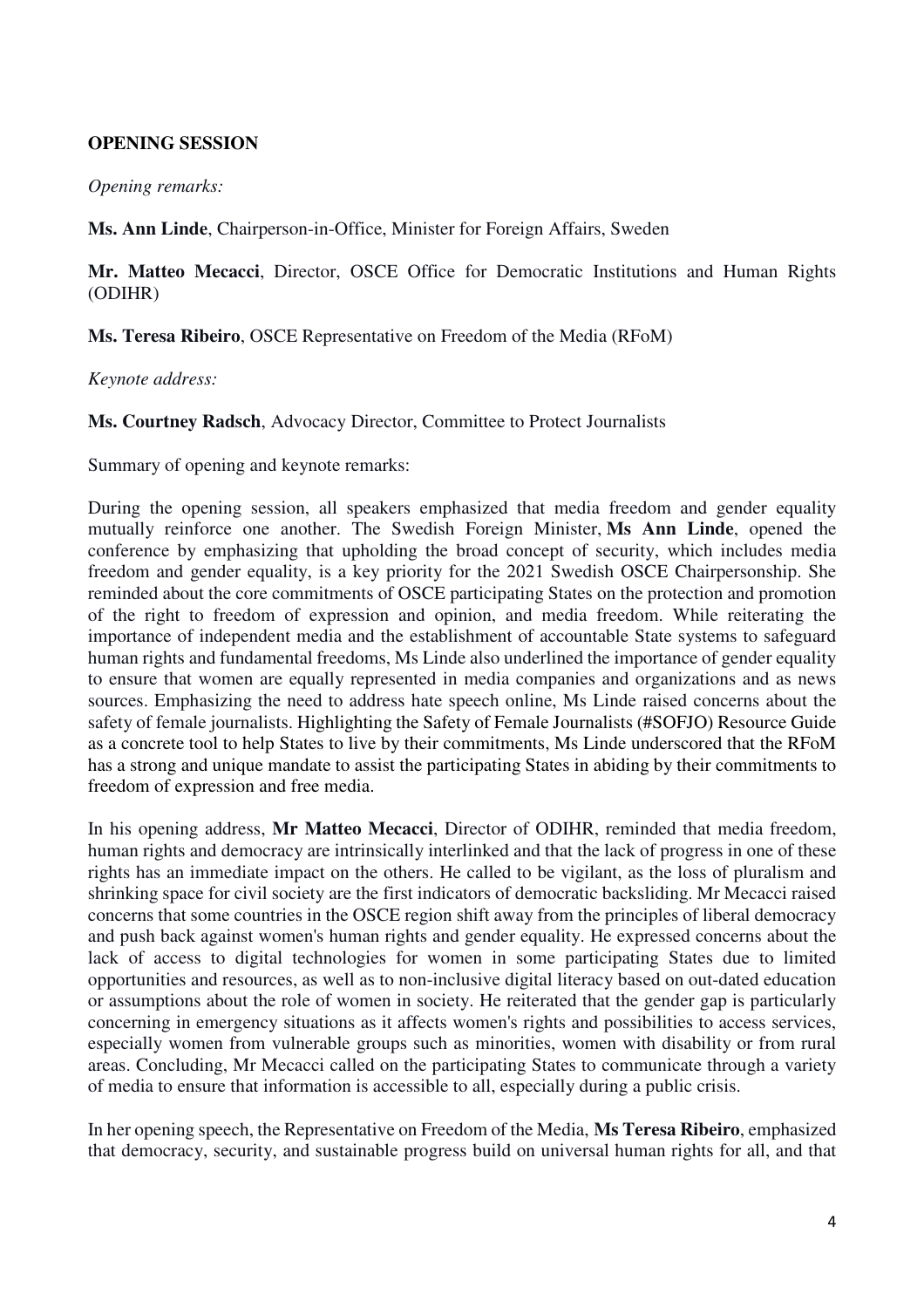**OPENING SESSION**

*Opening remarks:*

**Ms. Ann Linde**, Chairperson-in-Office, Minister for Foreign Affairs, Sweden

**Mr. Matteo Mecacci**, Director, OSCE Office for Democratic Institutions and Human Rights (ODIHR)

**Ms. Teresa Ribeiro**, OSCE Representative on Freedom of the Media (RFoM)

*Keynote address:*

**Ms. Courtney Radsch**, Advocacy Director, Committee to Protect Journalists

Summary of opening and keynote remarks:

During the opening session, all speakers emphasized that media freedom and gender equality mutually reinforce one another. The Swedish Foreign Minister, **Ms Ann Linde**, opened the conference by emphasizing that upholding the broad concept of security, which includes media freedom and gender equality, is a key priority for the 2021 Swedish OSCE Chairpersonship. She reminded about the core commitments of OSCE participating States on the protection and promotion of the right to freedom of expression and opinion, and media freedom. While reiterating the importance of independent media and the establishment of accountable State systems to safeguard human rights and fundamental freedoms, Ms Linde also underlined the importance of gender equality to ensure that women are equally represented in media companies and organizations and as news sources. Emphasizing the need to address hate speech online, Ms Linde raised concerns about the safety of female journalists. Highlighting the Safety of Female Journalists (#SOFJO) Resource Guide as a concrete tool to help States to live by their commitments, Ms Linde underscored that the RFoM has a strong and unique mandate to assist the participating States in abiding by their commitments to freedom of expression and free media.

In his opening address, **Mr Matteo Mecacci**, Director of ODIHR, reminded that media freedom, human rights and democracy are intrinsically interlinked and that the lack of progress in one of these rights has an immediate impact on the others. He called to be vigilant, as the loss of pluralism and shrinking space for civil society are the first indicators of democratic backsliding. Mr Mecacci raised concerns that some countries in the OSCE region shift away from the principles of liberal democracy and push back against women's human rights and gender equality. He expressed concerns about the lack of access to digital technologies for women in some participating States due to limited opportunities and resources, as well as to non-inclusive digital literacy based on out-dated education or assumptions about the role of women in society. He reiterated that the gender gap is particularly concerning in emergency situations as it affects women's rights and possibilities to access services, especially women from vulnerable groups such as minorities, women with disability or from rural areas. Concluding, Mr Mecacci called on the participating States to communicate through a variety of media to ensure that information is accessible to all, especially during a public crisis.

In her opening speech, the Representative on Freedom of the Media, **Ms Teresa Ribeiro**, emphasized that democracy, security, and sustainable progress build on universal human rights for all, and that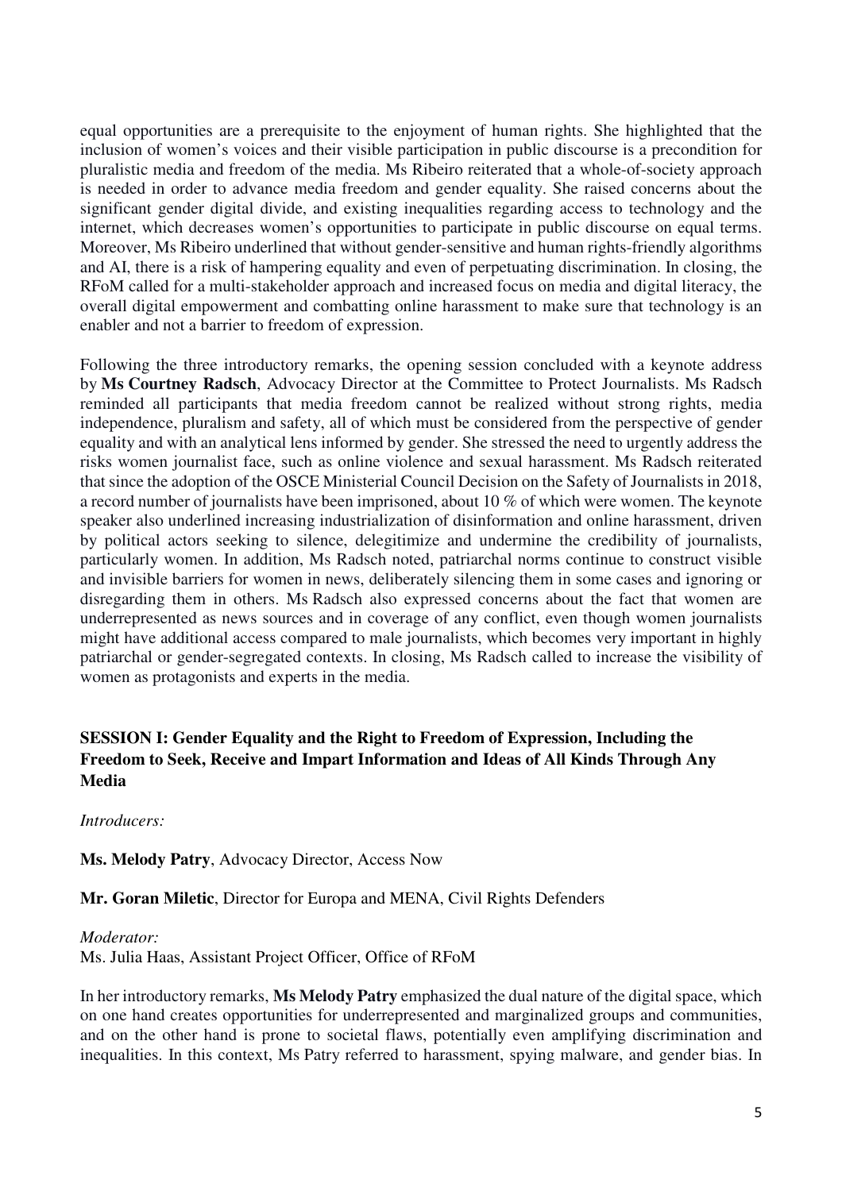equal opportunities are a prerequisite to the enjoyment of human rights. She highlighted that the inclusion of women's voices and their visible participation in public discourse is a precondition for pluralistic media and freedom of the media. Ms Ribeiro reiterated that a whole-of-society approach is needed in order to advance media freedom and gender equality. She raised concerns about the significant gender digital divide, and existing inequalities regarding access to technology and the internet, which decreases women's opportunities to participate in public discourse on equal terms. Moreover, Ms Ribeiro underlined that without gender-sensitive and human rights-friendly algorithms and AI, there is a risk of hampering equality and even of perpetuating discrimination. In closing, the RFoM called for a multi-stakeholder approach and increased focus on media and digital literacy, the overall digital empowerment and combatting online harassment to make sure that technology is an enabler and not a barrier to freedom of expression.

Following the three introductory remarks, the opening session concluded with a keynote address by **Ms Courtney Radsch**, Advocacy Director at the Committee to Protect Journalists. Ms Radsch reminded all participants that media freedom cannot be realized without strong rights, media independence, pluralism and safety, all of which must be considered from the perspective of gender equality and with an analytical lens informed by gender. She stressed the need to urgently address the risks women journalist face, such as online violence and sexual harassment. Ms Radsch reiterated that since the adoption of the OSCE Ministerial Council Decision on the Safety of Journalists in 2018, a record number of journalists have been imprisoned, about 10 % of which were women. The keynote speaker also underlined increasing industrialization of disinformation and online harassment, driven by political actors seeking to silence, delegitimize and undermine the credibility of journalists, particularly women. In addition, Ms Radsch noted, patriarchal norms continue to construct visible and invisible barriers for women in news, deliberately silencing them in some cases and ignoring or disregarding them in others. Ms Radsch also expressed concerns about the fact that women are underrepresented as news sources and in coverage of any conflict, even though women journalists might have additional access compared to male journalists, which becomes very important in highly patriarchal or gender-segregated contexts. In closing, Ms Radsch called to increase the visibility of women as protagonists and experts in the media.

## SESSION I: Gender Equality and the Right to Freedom of Expression, Including the Freedom to Seek, Receive and Impart Information and Ideas of All Kinds Through Any Media

*Introducers:*

**Ms. Melody Patry**, Advocacy Director, Access Now

**Mr. Goran Miletic**, Director for Europa and MENA, Civil Rights Defenders

*Moderator:*
Ms. Julia Haas, Assistant Project Officer, Office of RFoM

In her introductory remarks, **Ms Melody Patry** emphasized the dual nature of the digital space, which on one hand creates opportunities for underrepresented and marginalized groups and communities, and on the other hand is prone to societal flaws, potentially even amplifying discrimination and inequalities. In this context, Ms Patry referred to harassment, spying malware, and gender bias. In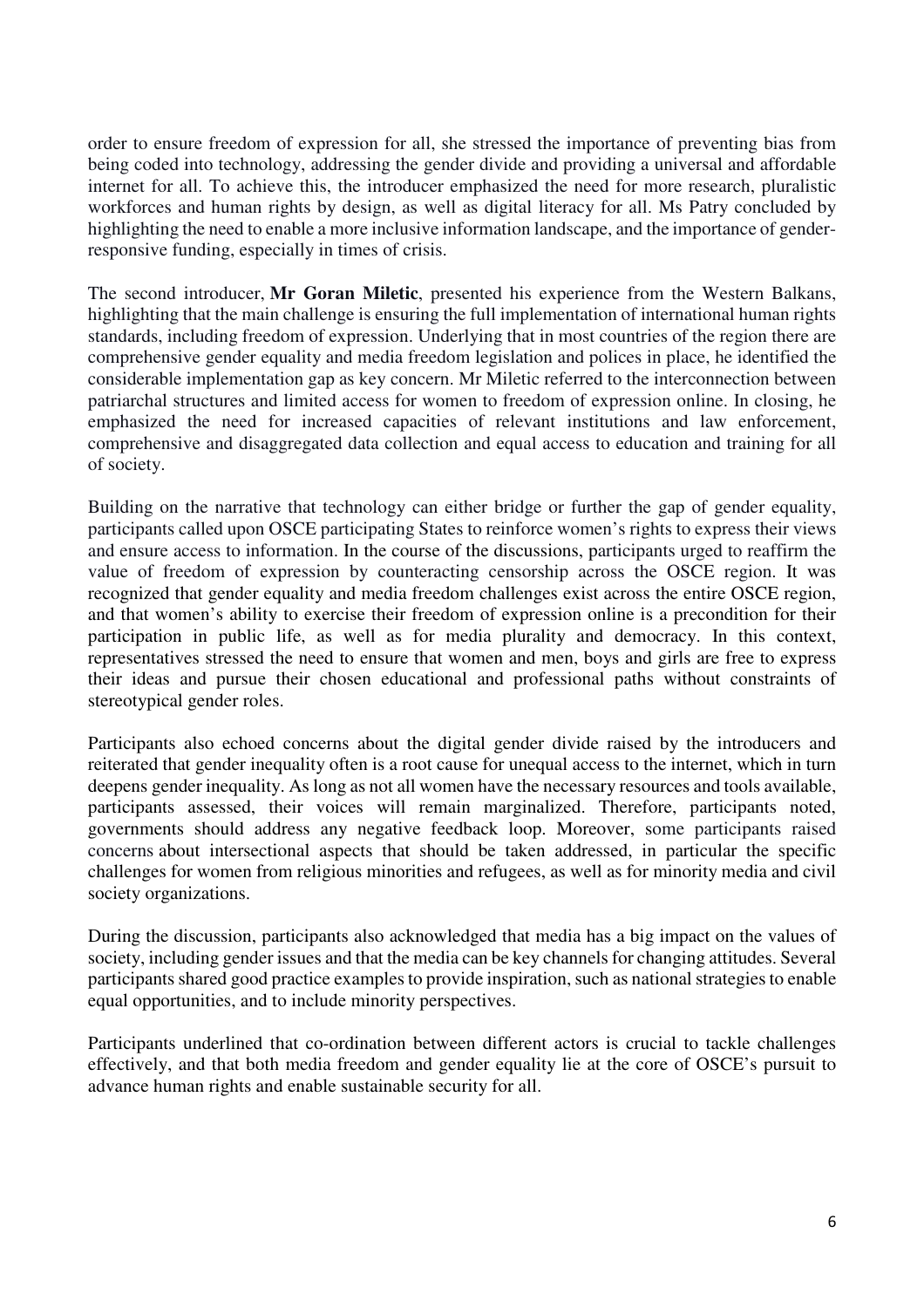order to ensure freedom of expression for all, she stressed the importance of preventing bias from being coded into technology, addressing the gender divide and providing a universal and affordable internet for all. To achieve this, the introducer emphasized the need for more research, pluralistic workforces and human rights by design, as well as digital literacy for all. Ms Patry concluded by highlighting the need to enable a more inclusive information landscape, and the importance of gender-responsive funding, especially in times of crisis.

The second introducer, **Mr Goran Miletic**, presented his experience from the Western Balkans, highlighting that the main challenge is ensuring the full implementation of international human rights standards, including freedom of expression. Underlying that in most countries of the region there are comprehensive gender equality and media freedom legislation and polices in place, he identified the considerable implementation gap as key concern. Mr Miletic referred to the interconnection between patriarchal structures and limited access for women to freedom of expression online. In closing, he emphasized the need for increased capacities of relevant institutions and law enforcement, comprehensive and disaggregated data collection and equal access to education and training for all of society.

Building on the narrative that technology can either bridge or further the gap of gender equality, participants called upon OSCE participating States to reinforce women's rights to express their views and ensure access to information. In the course of the discussions, participants urged to reaffirm the value of freedom of expression by counteracting censorship across the OSCE region. It was recognized that gender equality and media freedom challenges exist across the entire OSCE region, and that women's ability to exercise their freedom of expression online is a precondition for their participation in public life, as well as for media plurality and democracy. In this context, representatives stressed the need to ensure that women and men, boys and girls are free to express their ideas and pursue their chosen educational and professional paths without constraints of stereotypical gender roles.

Participants also echoed concerns about the digital gender divide raised by the introducers and reiterated that gender inequality often is a root cause for unequal access to the internet, which in turn deepens gender inequality. As long as not all women have the necessary resources and tools available, participants assessed, their voices will remain marginalized. Therefore, participants noted, governments should address any negative feedback loop. Moreover, some participants raised concerns about intersectional aspects that should be taken addressed, in particular the specific challenges for women from religious minorities and refugees, as well as for minority media and civil society organizations.

During the discussion, participants also acknowledged that media has a big impact on the values of society, including gender issues and that the media can be key channels for changing attitudes. Several participants shared good practice examples to provide inspiration, such as national strategies to enable equal opportunities, and to include minority perspectives.

Participants underlined that co-ordination between different actors is crucial to tackle challenges effectively, and that both media freedom and gender equality lie at the core of OSCE's pursuit to advance human rights and enable sustainable security for all.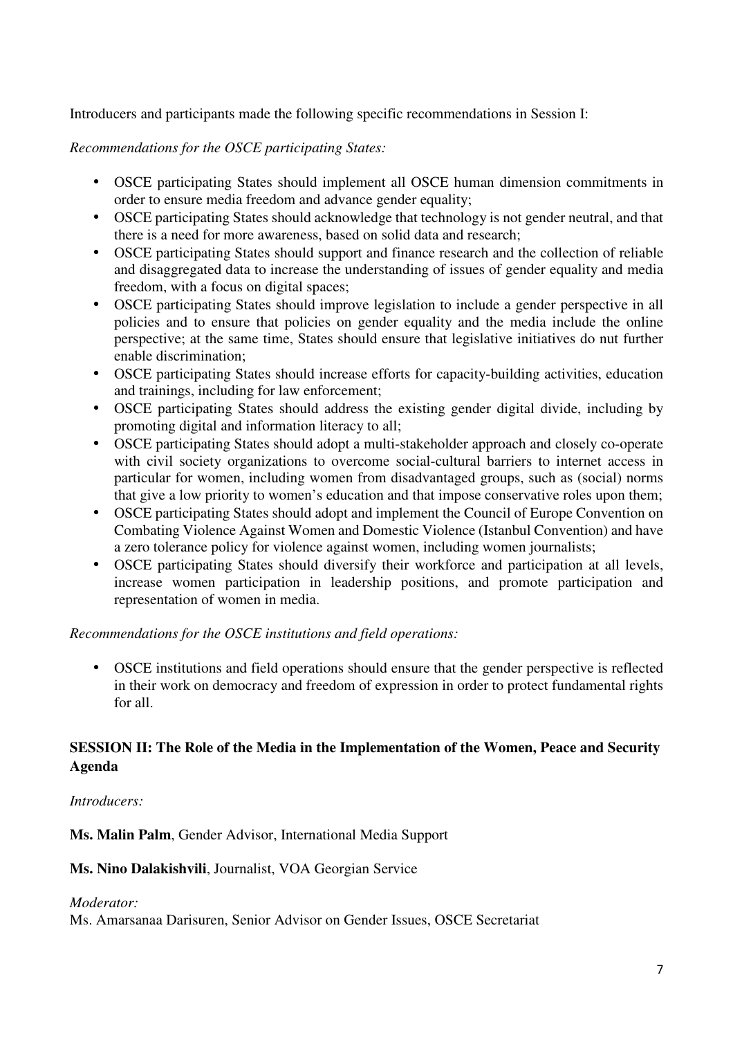Introducers and participants made the following specific recommendations in Session I:

*Recommendations for the OSCE participating States:*

- OSCE participating States should implement all OSCE human dimension commitments in order to ensure media freedom and advance gender equality;
- OSCE participating States should acknowledge that technology is not gender neutral, and that there is a need for more awareness, based on solid data and research;
- OSCE participating States should support and finance research and the collection of reliable and disaggregated data to increase the understanding of issues of gender equality and media freedom, with a focus on digital spaces;
- OSCE participating States should improve legislation to include a gender perspective in all policies and to ensure that policies on gender equality and the media include the online perspective; at the same time, States should ensure that legislative initiatives do nut further enable discrimination;
- OSCE participating States should increase efforts for capacity-building activities, education and trainings, including for law enforcement;
- OSCE participating States should address the existing gender digital divide, including by promoting digital and information literacy to all;
- OSCE participating States should adopt a multi-stakeholder approach and closely co-operate with civil society organizations to overcome social-cultural barriers to internet access in particular for women, including women from disadvantaged groups, such as (social) norms that give a low priority to women's education and that impose conservative roles upon them;
- OSCE participating States should adopt and implement the Council of Europe Convention on Combating Violence Against Women and Domestic Violence (Istanbul Convention) and have a zero tolerance policy for violence against women, including women journalists;
- OSCE participating States should diversify their workforce and participation at all levels, increase women participation in leadership positions, and promote participation and representation of women in media.

*Recommendations for the OSCE institutions and field operations:*

- OSCE institutions and field operations should ensure that the gender perspective is reflected in their work on democracy and freedom of expression in order to protect fundamental rights for all.

## SESSION II: The Role of the Media in the Implementation of the Women, Peace and Security Agenda

*Introducers:*

**Ms. Malin Palm**, Gender Advisor, International Media Support

**Ms. Nino Dalakishvili**, Journalist, VOA Georgian Service

*Moderator:*
Ms. Amarsanaa Darisuren, Senior Advisor on Gender Issues, OSCE Secretariat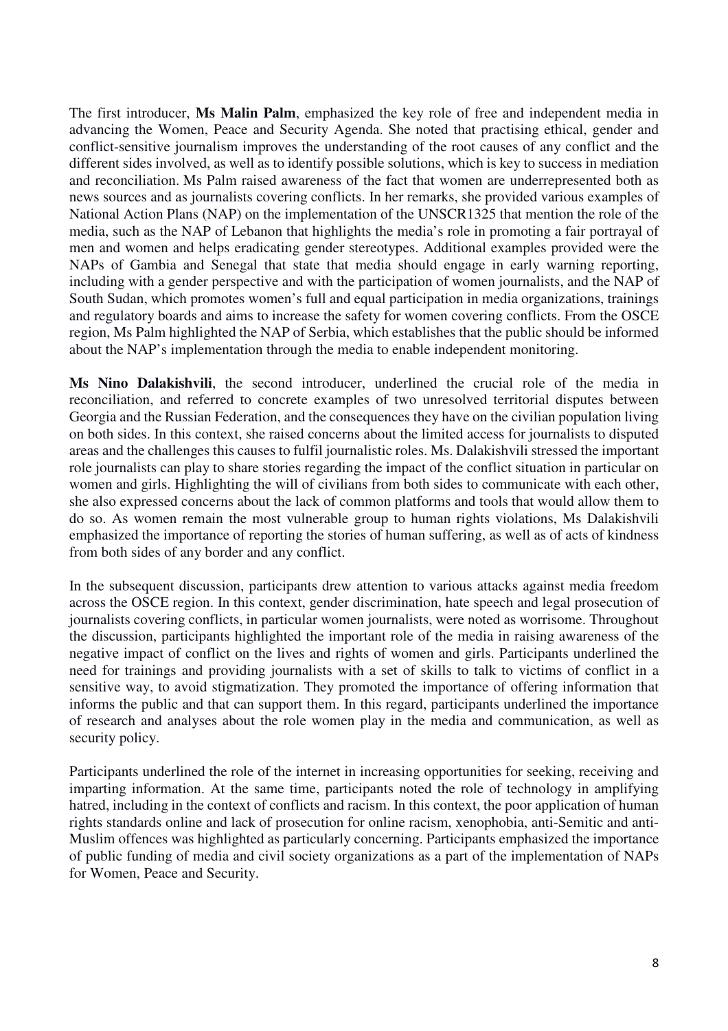The first introducer, **Ms Malin Palm**, emphasized the key role of free and independent media in advancing the Women, Peace and Security Agenda. She noted that practising ethical, gender and conflict-sensitive journalism improves the understanding of the root causes of any conflict and the different sides involved, as well as to identify possible solutions, which is key to success in mediation and reconciliation. Ms Palm raised awareness of the fact that women are underrepresented both as news sources and as journalists covering conflicts. In her remarks, she provided various examples of National Action Plans (NAP) on the implementation of the UNSCR1325 that mention the role of the media, such as the NAP of Lebanon that highlights the media's role in promoting a fair portrayal of men and women and helps eradicating gender stereotypes. Additional examples provided were the NAPs of Gambia and Senegal that state that media should engage in early warning reporting, including with a gender perspective and with the participation of women journalists, and the NAP of South Sudan, which promotes women's full and equal participation in media organizations, trainings and regulatory boards and aims to increase the safety for women covering conflicts. From the OSCE region, Ms Palm highlighted the NAP of Serbia, which establishes that the public should be informed about the NAP's implementation through the media to enable independent monitoring.

**Ms Nino Dalakishvili**, the second introducer, underlined the crucial role of the media in reconciliation, and referred to concrete examples of two unresolved territorial disputes between Georgia and the Russian Federation, and the consequences they have on the civilian population living on both sides. In this context, she raised concerns about the limited access for journalists to disputed areas and the challenges this causes to fulfil journalistic roles. Ms. Dalakishvili stressed the important role journalists can play to share stories regarding the impact of the conflict situation in particular on women and girls. Highlighting the will of civilians from both sides to communicate with each other, she also expressed concerns about the lack of common platforms and tools that would allow them to do so. As women remain the most vulnerable group to human rights violations, Ms Dalakishvili emphasized the importance of reporting the stories of human suffering, as well as of acts of kindness from both sides of any border and any conflict.

In the subsequent discussion, participants drew attention to various attacks against media freedom across the OSCE region. In this context, gender discrimination, hate speech and legal prosecution of journalists covering conflicts, in particular women journalists, were noted as worrisome. Throughout the discussion, participants highlighted the important role of the media in raising awareness of the negative impact of conflict on the lives and rights of women and girls. Participants underlined the need for trainings and providing journalists with a set of skills to talk to victims of conflict in a sensitive way, to avoid stigmatization. They promoted the importance of offering information that informs the public and that can support them. In this regard, participants underlined the importance of research and analyses about the role women play in the media and communication, as well as security policy.

Participants underlined the role of the internet in increasing opportunities for seeking, receiving and imparting information. At the same time, participants noted the role of technology in amplifying hatred, including in the context of conflicts and racism. In this context, the poor application of human rights standards online and lack of prosecution for online racism, xenophobia, anti-Semitic and anti-Muslim offences was highlighted as particularly concerning. Participants emphasized the importance of public funding of media and civil society organizations as a part of the implementation of NAPs for Women, Peace and Security.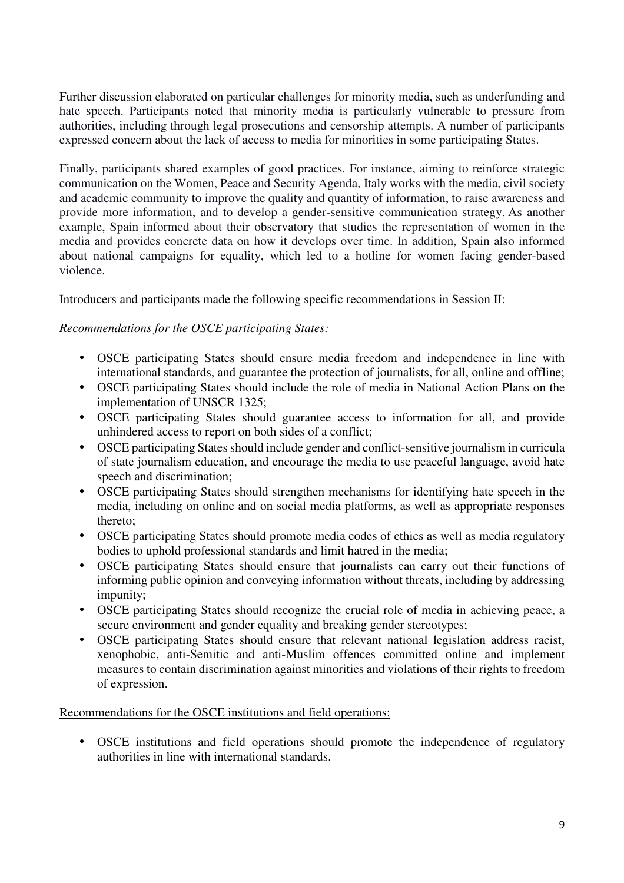Further discussion elaborated on particular challenges for minority media, such as underfunding and hate speech. Participants noted that minority media is particularly vulnerable to pressure from authorities, including through legal prosecutions and censorship attempts. A number of participants expressed concern about the lack of access to media for minorities in some participating States.

Finally, participants shared examples of good practices. For instance, aiming to reinforce strategic communication on the Women, Peace and Security Agenda, Italy works with the media, civil society and academic community to improve the quality and quantity of information, to raise awareness and provide more information, and to develop a gender-sensitive communication strategy. As another example, Spain informed about their observatory that studies the representation of women in the media and provides concrete data on how it develops over time. In addition, Spain also informed about national campaigns for equality, which led to a hotline for women facing gender-based violence.

Introducers and participants made the following specific recommendations in Session II:

*Recommendations for the OSCE participating States:*

- OSCE participating States should ensure media freedom and independence in line with international standards, and guarantee the protection of journalists, for all, online and offline;
- OSCE participating States should include the role of media in National Action Plans on the implementation of UNSCR 1325;
- OSCE participating States should guarantee access to information for all, and provide unhindered access to report on both sides of a conflict;
- OSCE participating States should include gender and conflict-sensitive journalism in curricula of state journalism education, and encourage the media to use peaceful language, avoid hate speech and discrimination;
- OSCE participating States should strengthen mechanisms for identifying hate speech in the media, including on online and on social media platforms, as well as appropriate responses thereto;
- OSCE participating States should promote media codes of ethics as well as media regulatory bodies to uphold professional standards and limit hatred in the media;
- OSCE participating States should ensure that journalists can carry out their functions of informing public opinion and conveying information without threats, including by addressing impunity;
- OSCE participating States should recognize the crucial role of media in achieving peace, a secure environment and gender equality and breaking gender stereotypes;
- OSCE participating States should ensure that relevant national legislation address racist, xenophobic, anti-Semitic and anti-Muslim offences committed online and implement measures to contain discrimination against minorities and violations of their rights to freedom of expression.

<u>Recommendations for the OSCE institutions and field operations:</u>

- OSCE institutions and field operations should promote the independence of regulatory authorities in line with international standards.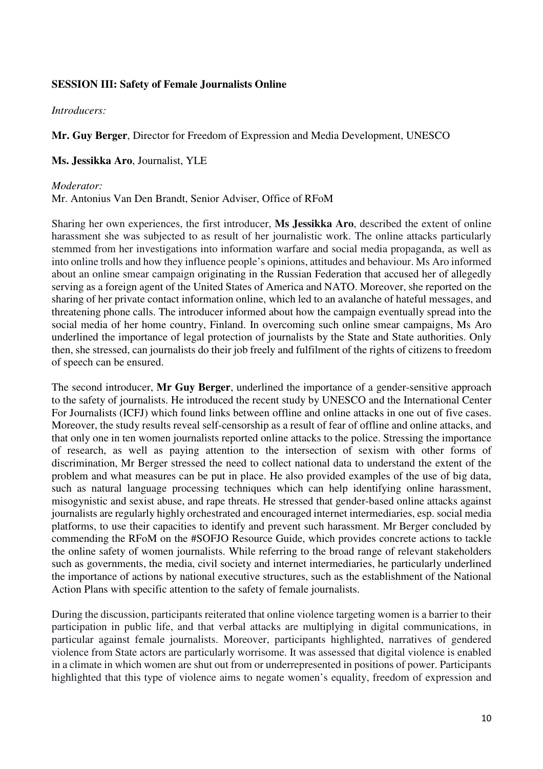**SESSION III: Safety of Female Journalists Online**

*Introducers:*

**Mr. Guy Berger**, Director for Freedom of Expression and Media Development, UNESCO

**Ms. Jessikka Aro**, Journalist, YLE

*Moderator:*
Mr. Antonius Van Den Brandt, Senior Adviser, Office of RFoM

Sharing her own experiences, the first introducer, **Ms Jessikka Aro**, described the extent of online harassment she was subjected to as result of her journalistic work. The online attacks particularly stemmed from her investigations into information warfare and social media propaganda, as well as into online trolls and how they influence people's opinions, attitudes and behaviour. Ms Aro informed about an online smear campaign originating in the Russian Federation that accused her of allegedly serving as a foreign agent of the United States of America and NATO. Moreover, she reported on the sharing of her private contact information online, which led to an avalanche of hateful messages, and threatening phone calls. The introducer informed about how the campaign eventually spread into the social media of her home country, Finland. In overcoming such online smear campaigns, Ms Aro underlined the importance of legal protection of journalists by the State and State authorities. Only then, she stressed, can journalists do their job freely and fulfilment of the rights of citizens to freedom of speech can be ensured.

The second introducer, **Mr Guy Berger**, underlined the importance of a gender-sensitive approach to the safety of journalists. He introduced the recent study by UNESCO and the International Center For Journalists (ICFJ) which found links between offline and online attacks in one out of five cases. Moreover, the study results reveal self-censorship as a result of fear of offline and online attacks, and that only one in ten women journalists reported online attacks to the police. Stressing the importance of research, as well as paying attention to the intersection of sexism with other forms of discrimination, Mr Berger stressed the need to collect national data to understand the extent of the problem and what measures can be put in place. He also provided examples of the use of big data, such as natural language processing techniques which can help identifying online harassment, misogynistic and sexist abuse, and rape threats. He stressed that gender-based online attacks against journalists are regularly highly orchestrated and encouraged internet intermediaries, esp. social media platforms, to use their capacities to identify and prevent such harassment. Mr Berger concluded by commending the RFoM on the #SOFJO Resource Guide, which provides concrete actions to tackle the online safety of women journalists. While referring to the broad range of relevant stakeholders such as governments, the media, civil society and internet intermediaries, he particularly underlined the importance of actions by national executive structures, such as the establishment of the National Action Plans with specific attention to the safety of female journalists.

During the discussion, participants reiterated that online violence targeting women is a barrier to their participation in public life, and that verbal attacks are multiplying in digital communications, in particular against female journalists. Moreover, participants highlighted, narratives of gendered violence from State actors are particularly worrisome. It was assessed that digital violence is enabled in a climate in which women are shut out from or underrepresented in positions of power. Participants highlighted that this type of violence aims to negate women's equality, freedom of expression and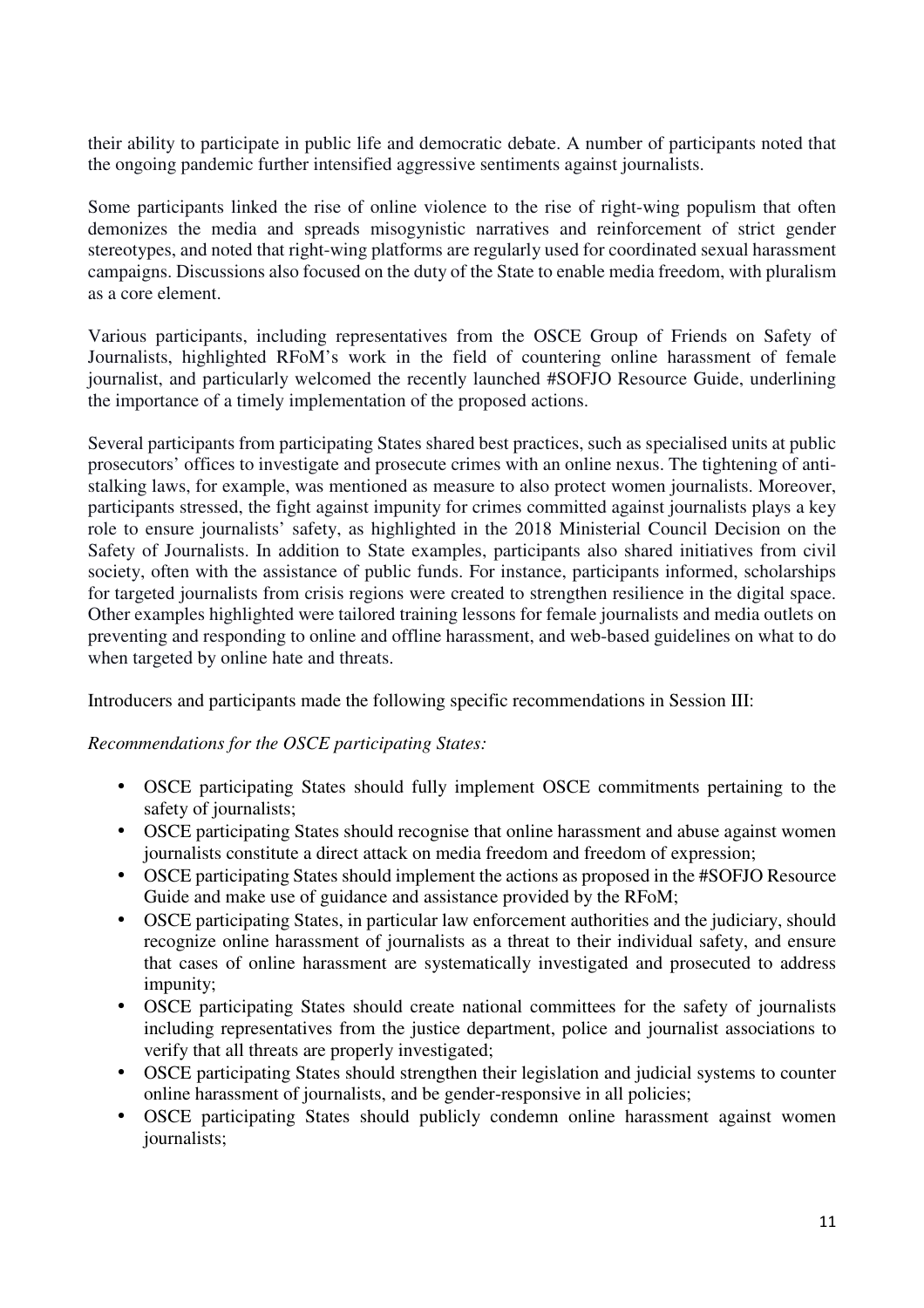their ability to participate in public life and democratic debate. A number of participants noted that the ongoing pandemic further intensified aggressive sentiments against journalists.

Some participants linked the rise of online violence to the rise of right-wing populism that often demonizes the media and spreads misogynistic narratives and reinforcement of strict gender stereotypes, and noted that right-wing platforms are regularly used for coordinated sexual harassment campaigns. Discussions also focused on the duty of the State to enable media freedom, with pluralism as a core element.

Various participants, including representatives from the OSCE Group of Friends on Safety of Journalists, highlighted RFoM's work in the field of countering online harassment of female journalist, and particularly welcomed the recently launched #SOFJO Resource Guide, underlining the importance of a timely implementation of the proposed actions.

Several participants from participating States shared best practices, such as specialised units at public prosecutors' offices to investigate and prosecute crimes with an online nexus. The tightening of anti-stalking laws, for example, was mentioned as measure to also protect women journalists. Moreover, participants stressed, the fight against impunity for crimes committed against journalists plays a key role to ensure journalists' safety, as highlighted in the 2018 Ministerial Council Decision on the Safety of Journalists. In addition to State examples, participants also shared initiatives from civil society, often with the assistance of public funds. For instance, participants informed, scholarships for targeted journalists from crisis regions were created to strengthen resilience in the digital space. Other examples highlighted were tailored training lessons for female journalists and media outlets on preventing and responding to online and offline harassment, and web-based guidelines on what to do when targeted by online hate and threats.

Introducers and participants made the following specific recommendations in Session III:

*Recommendations for the OSCE participating States:*

- OSCE participating States should fully implement OSCE commitments pertaining to the safety of journalists;
- OSCE participating States should recognise that online harassment and abuse against women journalists constitute a direct attack on media freedom and freedom of expression;
- OSCE participating States should implement the actions as proposed in the #SOFJO Resource Guide and make use of guidance and assistance provided by the RFoM;
- OSCE participating States, in particular law enforcement authorities and the judiciary, should recognize online harassment of journalists as a threat to their individual safety, and ensure that cases of online harassment are systematically investigated and prosecuted to address impunity;
- OSCE participating States should create national committees for the safety of journalists including representatives from the justice department, police and journalist associations to verify that all threats are properly investigated;
- OSCE participating States should strengthen their legislation and judicial systems to counter online harassment of journalists, and be gender-responsive in all policies;
- OSCE participating States should publicly condemn online harassment against women journalists;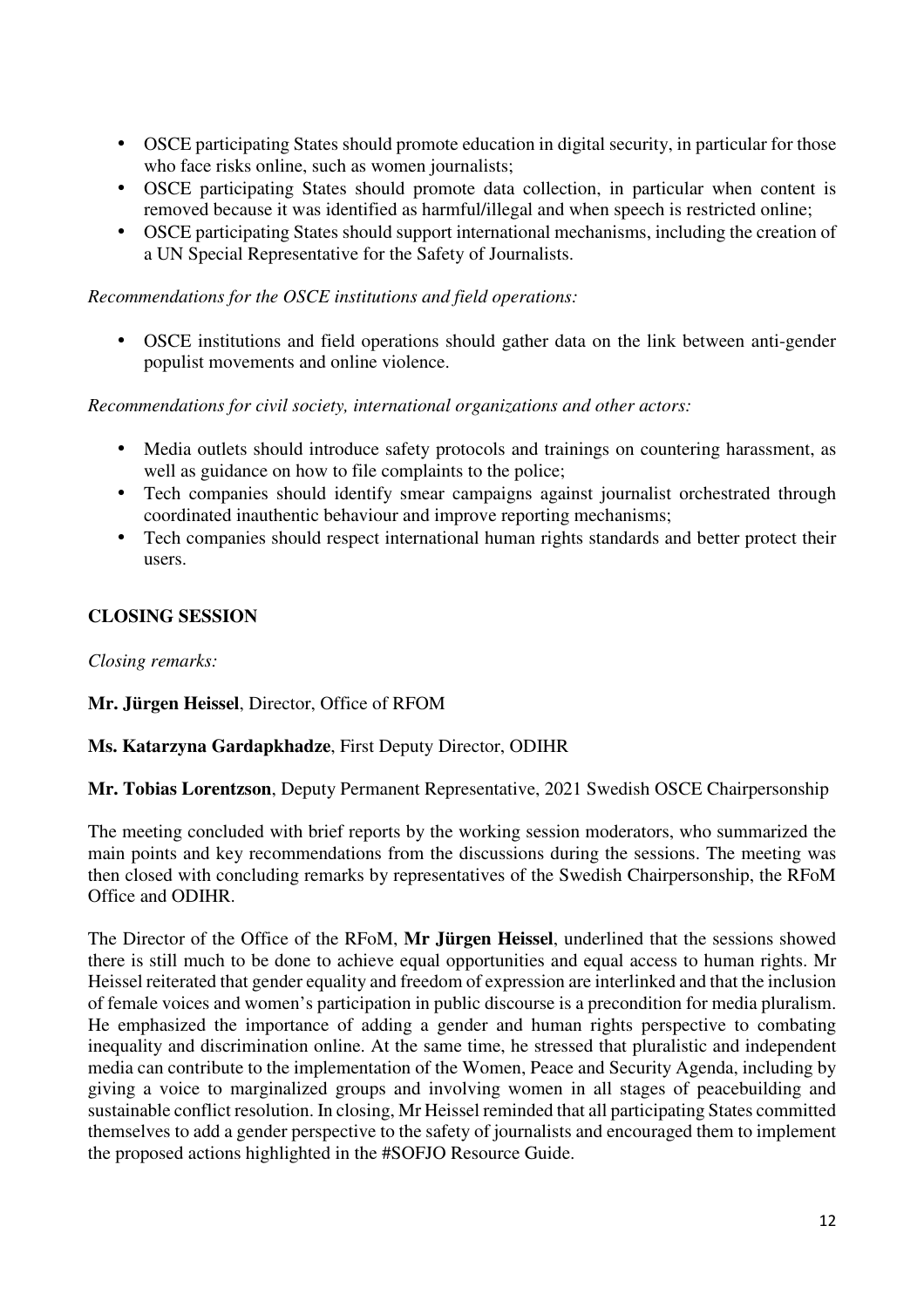- OSCE participating States should promote education in digital security, in particular for those who face risks online, such as women journalists;
- OSCE participating States should promote data collection, in particular when content is removed because it was identified as harmful/illegal and when speech is restricted online;
- OSCE participating States should support international mechanisms, including the creation of a UN Special Representative for the Safety of Journalists.

*Recommendations for the OSCE institutions and field operations:*

- OSCE institutions and field operations should gather data on the link between anti-gender populist movements and online violence.

*Recommendations for civil society, international organizations and other actors:*

- Media outlets should introduce safety protocols and trainings on countering harassment, as well as guidance on how to file complaints to the police;
- Tech companies should identify smear campaigns against journalist orchestrated through coordinated inauthentic behaviour and improve reporting mechanisms;
- Tech companies should respect international human rights standards and better protect their users.

## CLOSING SESSION

*Closing remarks:*

**Mr. Jürgen Heissel**, Director, Office of RFOM

**Ms. Katarzyna Gardapkhadze**, First Deputy Director, ODIHR

**Mr. Tobias Lorentzson**, Deputy Permanent Representative, 2021 Swedish OSCE Chairpersonship

The meeting concluded with brief reports by the working session moderators, who summarized the main points and key recommendations from the discussions during the sessions. The meeting was then closed with concluding remarks by representatives of the Swedish Chairpersonship, the RFoM Office and ODIHR.

The Director of the Office of the RFoM, **Mr Jürgen Heissel**, underlined that the sessions showed there is still much to be done to achieve equal opportunities and equal access to human rights. Mr Heissel reiterated that gender equality and freedom of expression are interlinked and that the inclusion of female voices and women's participation in public discourse is a precondition for media pluralism. He emphasized the importance of adding a gender and human rights perspective to combating inequality and discrimination online. At the same time, he stressed that pluralistic and independent media can contribute to the implementation of the Women, Peace and Security Agenda, including by giving a voice to marginalized groups and involving women in all stages of peacebuilding and sustainable conflict resolution. In closing, Mr Heissel reminded that all participating States committed themselves to add a gender perspective to the safety of journalists and encouraged them to implement the proposed actions highlighted in the #SOFJO Resource Guide.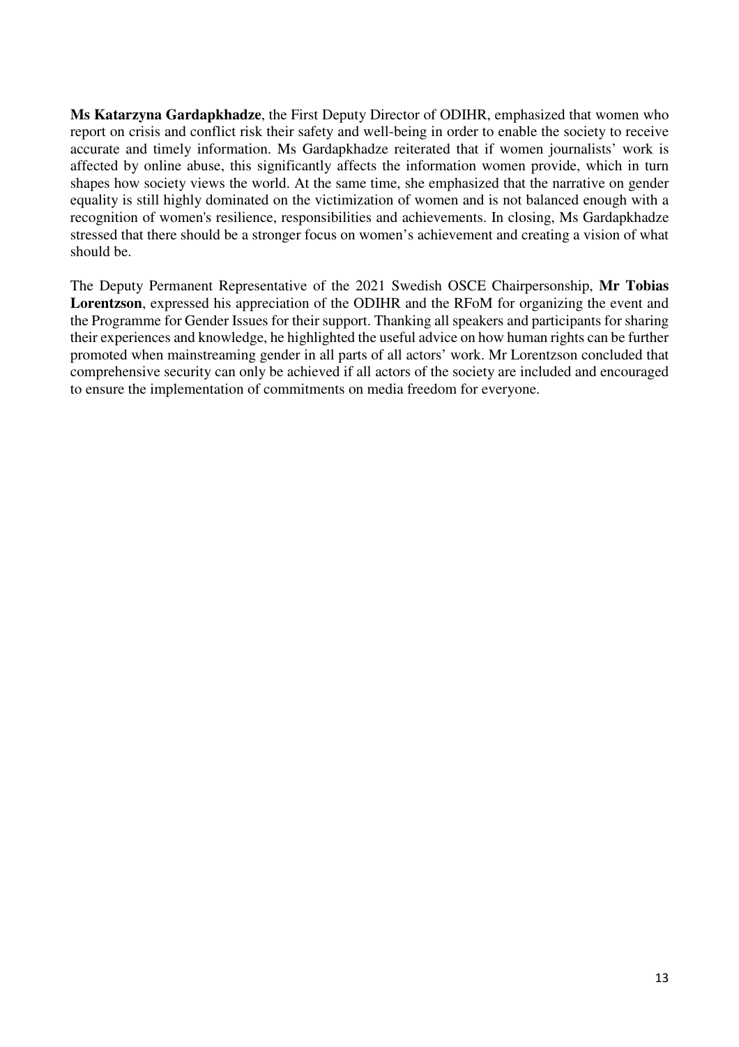**Ms Katarzyna Gardapkhadze**, the First Deputy Director of ODIHR, emphasized that women who report on crisis and conflict risk their safety and well-being in order to enable the society to receive accurate and timely information. Ms Gardapkhadze reiterated that if women journalists' work is affected by online abuse, this significantly affects the information women provide, which in turn shapes how society views the world. At the same time, she emphasized that the narrative on gender equality is still highly dominated on the victimization of women and is not balanced enough with a recognition of women's resilience, responsibilities and achievements. In closing, Ms Gardapkhadze stressed that there should be a stronger focus on women's achievement and creating a vision of what should be.

The Deputy Permanent Representative of the 2021 Swedish OSCE Chairpersonship, **Mr Tobias Lorentzson**, expressed his appreciation of the ODIHR and the RFoM for organizing the event and the Programme for Gender Issues for their support. Thanking all speakers and participants for sharing their experiences and knowledge, he highlighted the useful advice on how human rights can be further promoted when mainstreaming gender in all parts of all actors' work. Mr Lorentzson concluded that comprehensive security can only be achieved if all actors of the society are included and encouraged to ensure the implementation of commitments on media freedom for everyone.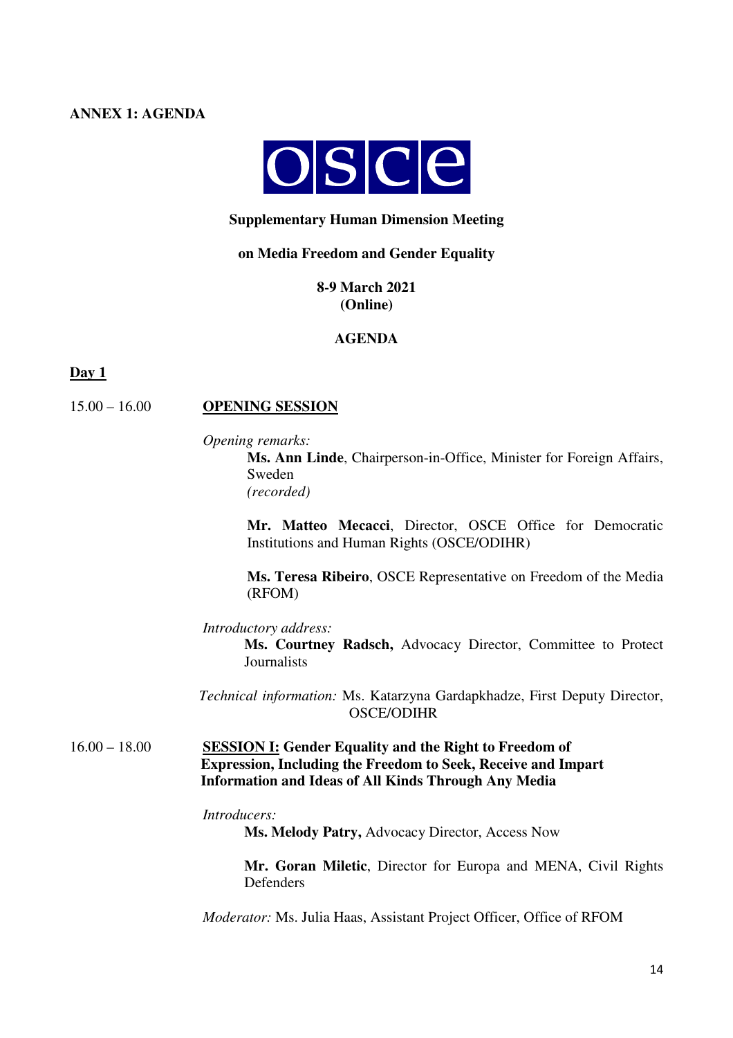**ANNEX 1: AGENDA**

OSCE

**Supplementary Human Dimension Meeting**

**on Media Freedom and Gender Equality**

**8-9 March 2021**
**(Online)**

**AGENDA**

**Day 1**

15.00 – 16.00 **OPENING SESSION**

*Opening remarks:*

**Ms. Ann Linde**, Chairperson-in-Office, Minister for Foreign Affairs, Sweden
*(recorded)*

**Mr. Matteo Mecacci**, Director, OSCE Office for Democratic Institutions and Human Rights (OSCE/ODIHR)

**Ms. Teresa Ribeiro**, OSCE Representative on Freedom of the Media (RFOM)

*Introductory address:*

**Ms. Courtney Radsch,** Advocacy Director, Committee to Protect Journalists

*Technical information:* Ms. Katarzyna Gardapkhadze, First Deputy Director, OSCE/ODIHR

16.00 – 18.00 **SESSION I: Gender Equality and the Right to Freedom of Expression, Including the Freedom to Seek, Receive and Impart Information and Ideas of All Kinds Through Any Media**

*Introducers:*

**Ms. Melody Patry,** Advocacy Director, Access Now

**Mr. Goran Miletic**, Director for Europa and MENA, Civil Rights Defenders

*Moderator:* Ms. Julia Haas, Assistant Project Officer, Office of RFOM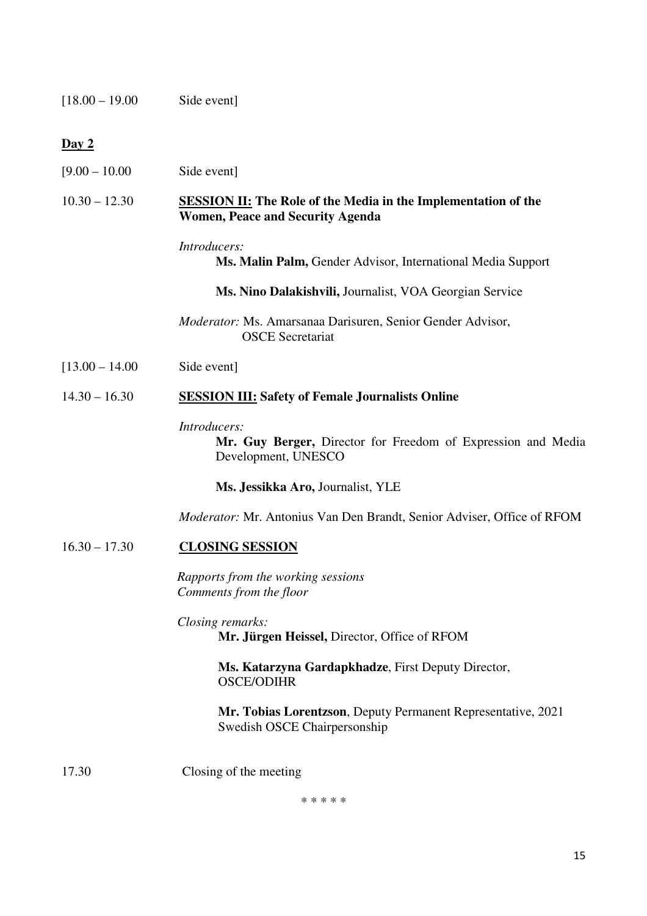[18.00 – 19.00 Side event]

**Day 2**

[9.00 – 10.00 Side event]

10.30 – 12.30 **SESSION II: The Role of the Media in the Implementation of the Women, Peace and Security Agenda**

*Introducers:*

**Ms. Malin Palm,** Gender Advisor, International Media Support

**Ms. Nino Dalakishvili,** Journalist, VOA Georgian Service

*Moderator:* Ms. Amarsanaa Darisuren, Senior Gender Advisor, OSCE Secretariat

[13.00 – 14.00 Side event]

14.30 – 16.30 **SESSION III: Safety of Female Journalists Online**

*Introducers:*

**Mr. Guy Berger,** Director for Freedom of Expression and Media Development, UNESCO

**Ms. Jessikka Aro,** Journalist, YLE

*Moderator:* Mr. Antonius Van Den Brandt, Senior Adviser, Office of RFOM

16.30 – 17.30 **CLOSING SESSION**

*Rapports from the working sessions*
*Comments from the floor*

*Closing remarks:*

**Mr. Jürgen Heissel,** Director, Office of RFOM

**Ms. Katarzyna Gardapkhadze**, First Deputy Director, OSCE/ODIHR

**Mr. Tobias Lorentzson**, Deputy Permanent Representative, 2021 Swedish OSCE Chairpersonship

17.30 Closing of the meeting

* * * * *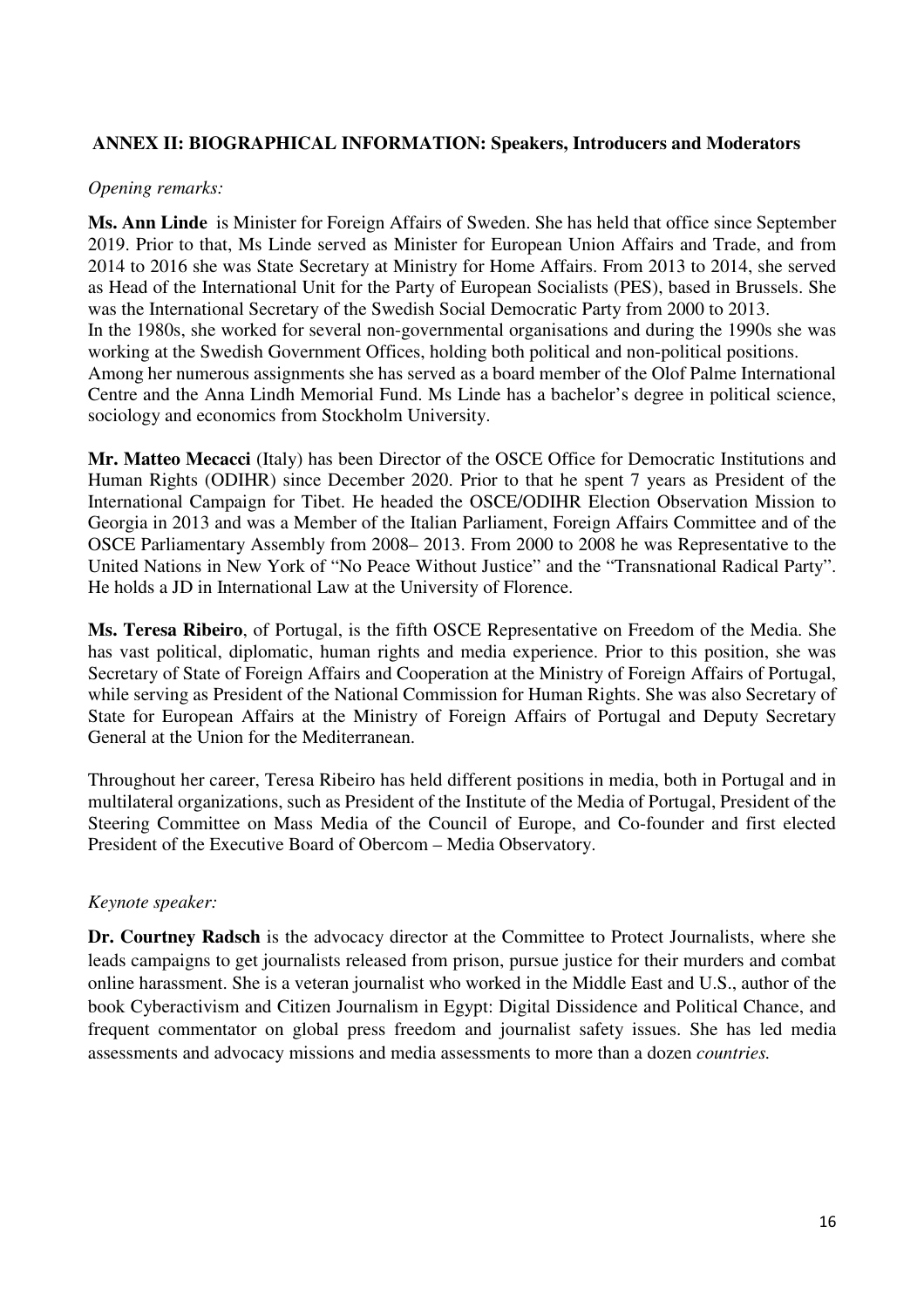## ANNEX II: BIOGRAPHICAL INFORMATION: Speakers, Introducers and Moderators

*Opening remarks:*

**Ms. Ann Linde** is Minister for Foreign Affairs of Sweden. She has held that office since September 2019. Prior to that, Ms Linde served as Minister for European Union Affairs and Trade, and from 2014 to 2016 she was State Secretary at Ministry for Home Affairs. From 2013 to 2014, she served as Head of the International Unit for the Party of European Socialists (PES), based in Brussels. She was the International Secretary of the Swedish Social Democratic Party from 2000 to 2013.
In the 1980s, she worked for several non-governmental organisations and during the 1990s she was working at the Swedish Government Offices, holding both political and non-political positions.
Among her numerous assignments she has served as a board member of the Olof Palme International Centre and the Anna Lindh Memorial Fund. Ms Linde has a bachelor's degree in political science, sociology and economics from Stockholm University.

**Mr. Matteo Mecacci** (Italy) has been Director of the OSCE Office for Democratic Institutions and Human Rights (ODIHR) since December 2020. Prior to that he spent 7 years as President of the International Campaign for Tibet. He headed the OSCE/ODIHR Election Observation Mission to Georgia in 2013 and was a Member of the Italian Parliament, Foreign Affairs Committee and of the OSCE Parliamentary Assembly from 2008– 2013. From 2000 to 2008 he was Representative to the United Nations in New York of "No Peace Without Justice" and the "Transnational Radical Party". He holds a JD in International Law at the University of Florence.

**Ms. Teresa Ribeiro**, of Portugal, is the fifth OSCE Representative on Freedom of the Media. She has vast political, diplomatic, human rights and media experience. Prior to this position, she was Secretary of State of Foreign Affairs and Cooperation at the Ministry of Foreign Affairs of Portugal, while serving as President of the National Commission for Human Rights. She was also Secretary of State for European Affairs at the Ministry of Foreign Affairs of Portugal and Deputy Secretary General at the Union for the Mediterranean.

Throughout her career, Teresa Ribeiro has held different positions in media, both in Portugal and in multilateral organizations, such as President of the Institute of the Media of Portugal, President of the Steering Committee on Mass Media of the Council of Europe, and Co-founder and first elected President of the Executive Board of Obercom – Media Observatory.

*Keynote speaker:*

**Dr. Courtney Radsch** is the advocacy director at the Committee to Protect Journalists, where she leads campaigns to get journalists released from prison, pursue justice for their murders and combat online harassment. She is a veteran journalist who worked in the Middle East and U.S., author of the book Cyberactivism and Citizen Journalism in Egypt: Digital Dissidence and Political Chance, and frequent commentator on global press freedom and journalist safety issues. She has led media assessments and advocacy missions and media assessments to more than a dozen *countries.*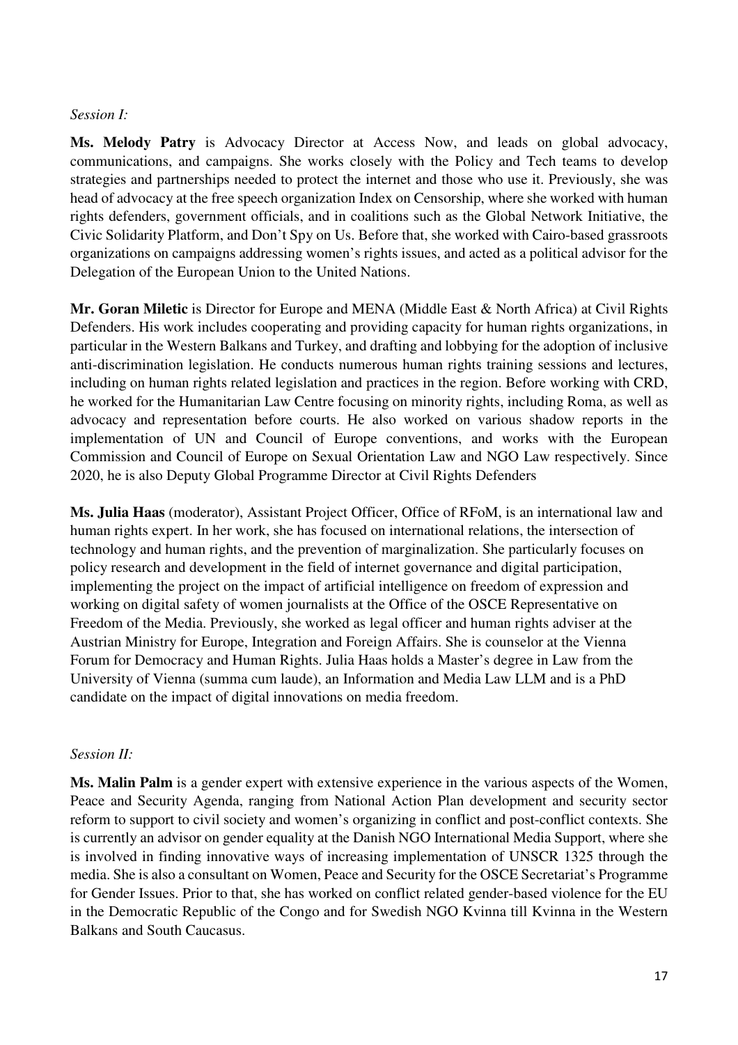*Session I:*

**Ms. Melody Patry** is Advocacy Director at Access Now, and leads on global advocacy, communications, and campaigns. She works closely with the Policy and Tech teams to develop strategies and partnerships needed to protect the internet and those who use it. Previously, she was head of advocacy at the free speech organization Index on Censorship, where she worked with human rights defenders, government officials, and in coalitions such as the Global Network Initiative, the Civic Solidarity Platform, and Don't Spy on Us. Before that, she worked with Cairo-based grassroots organizations on campaigns addressing women's rights issues, and acted as a political advisor for the Delegation of the European Union to the United Nations.

**Mr. Goran Miletic** is Director for Europe and MENA (Middle East & North Africa) at Civil Rights Defenders. His work includes cooperating and providing capacity for human rights organizations, in particular in the Western Balkans and Turkey, and drafting and lobbying for the adoption of inclusive anti-discrimination legislation. He conducts numerous human rights training sessions and lectures, including on human rights related legislation and practices in the region. Before working with CRD, he worked for the Humanitarian Law Centre focusing on minority rights, including Roma, as well as advocacy and representation before courts. He also worked on various shadow reports in the implementation of UN and Council of Europe conventions, and works with the European Commission and Council of Europe on Sexual Orientation Law and NGO Law respectively. Since 2020, he is also Deputy Global Programme Director at Civil Rights Defenders

**Ms. Julia Haas** (moderator), Assistant Project Officer, Office of RFoM, is an international law and human rights expert. In her work, she has focused on international relations, the intersection of technology and human rights, and the prevention of marginalization. She particularly focuses on policy research and development in the field of internet governance and digital participation, implementing the project on the impact of artificial intelligence on freedom of expression and working on digital safety of women journalists at the Office of the OSCE Representative on Freedom of the Media. Previously, she worked as legal officer and human rights adviser at the Austrian Ministry for Europe, Integration and Foreign Affairs. She is counselor at the Vienna Forum for Democracy and Human Rights. Julia Haas holds a Master's degree in Law from the University of Vienna (summa cum laude), an Information and Media Law LLM and is a PhD candidate on the impact of digital innovations on media freedom.

*Session II:*

**Ms. Malin Palm** is a gender expert with extensive experience in the various aspects of the Women, Peace and Security Agenda, ranging from National Action Plan development and security sector reform to support to civil society and women's organizing in conflict and post-conflict contexts. She is currently an advisor on gender equality at the Danish NGO International Media Support, where she is involved in finding innovative ways of increasing implementation of UNSCR 1325 through the media. She is also a consultant on Women, Peace and Security for the OSCE Secretariat's Programme for Gender Issues. Prior to that, she has worked on conflict related gender-based violence for the EU in the Democratic Republic of the Congo and for Swedish NGO Kvinna till Kvinna in the Western Balkans and South Caucasus.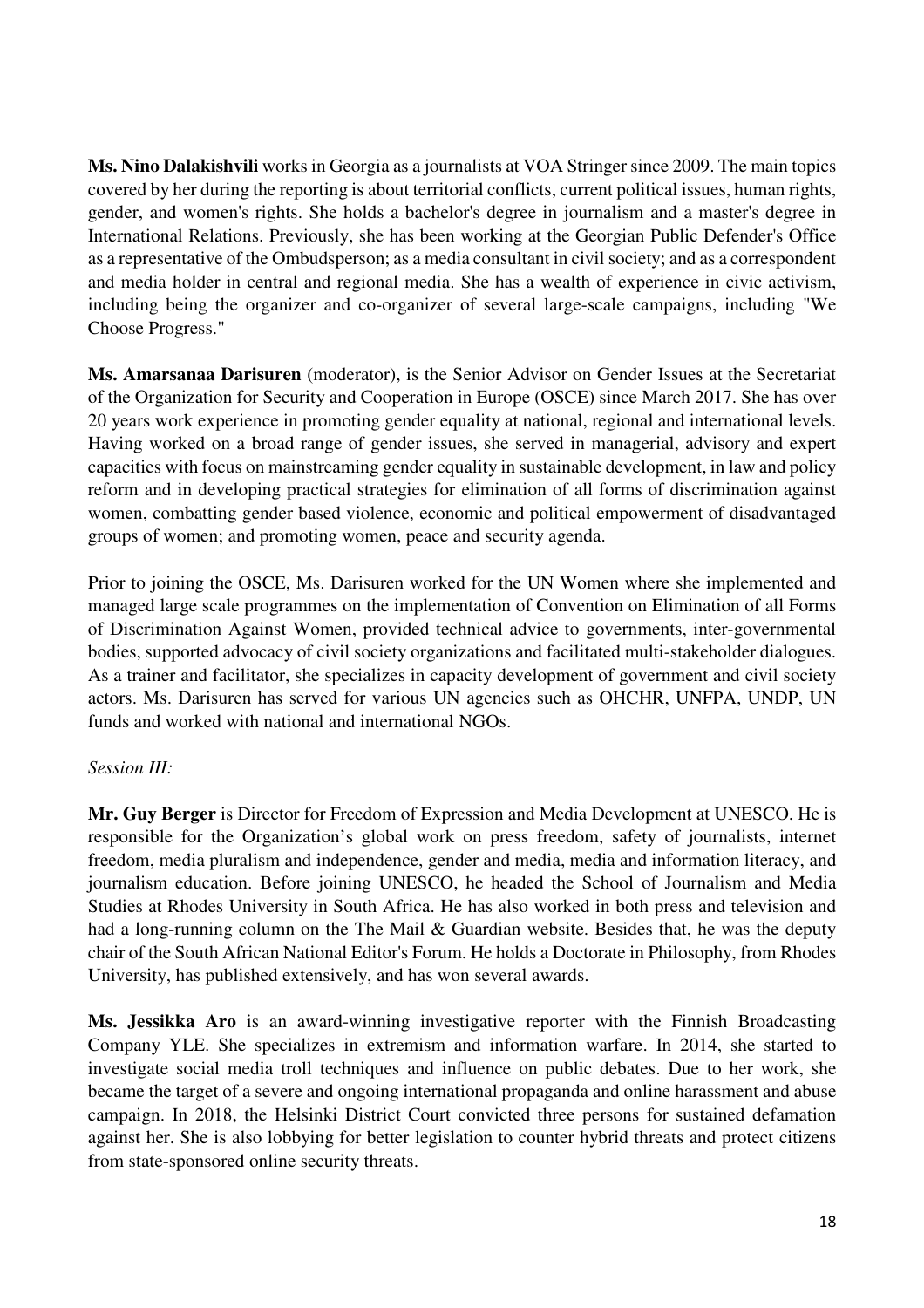**Ms. Nino Dalakishvili** works in Georgia as a journalists at VOA Stringer since 2009. The main topics covered by her during the reporting is about territorial conflicts, current political issues, human rights, gender, and women's rights. She holds a bachelor's degree in journalism and a master's degree in International Relations. Previously, she has been working at the Georgian Public Defender's Office as a representative of the Ombudsperson; as a media consultant in civil society; and as a correspondent and media holder in central and regional media. She has a wealth of experience in civic activism, including being the organizer and co-organizer of several large-scale campaigns, including "We Choose Progress."

**Ms. Amarsanaa Darisuren** (moderator), is the Senior Advisor on Gender Issues at the Secretariat of the Organization for Security and Cooperation in Europe (OSCE) since March 2017. She has over 20 years work experience in promoting gender equality at national, regional and international levels. Having worked on a broad range of gender issues, she served in managerial, advisory and expert capacities with focus on mainstreaming gender equality in sustainable development, in law and policy reform and in developing practical strategies for elimination of all forms of discrimination against women, combatting gender based violence, economic and political empowerment of disadvantaged groups of women; and promoting women, peace and security agenda.

Prior to joining the OSCE, Ms. Darisuren worked for the UN Women where she implemented and managed large scale programmes on the implementation of Convention on Elimination of all Forms of Discrimination Against Women, provided technical advice to governments, inter-governmental bodies, supported advocacy of civil society organizations and facilitated multi-stakeholder dialogues. As a trainer and facilitator, she specializes in capacity development of government and civil society actors. Ms. Darisuren has served for various UN agencies such as OHCHR, UNFPA, UNDP, UN funds and worked with national and international NGOs.

*Session III:*

**Mr. Guy Berger** is Director for Freedom of Expression and Media Development at UNESCO. He is responsible for the Organization's global work on press freedom, safety of journalists, internet freedom, media pluralism and independence, gender and media, media and information literacy, and journalism education. Before joining UNESCO, he headed the School of Journalism and Media Studies at Rhodes University in South Africa. He has also worked in both press and television and had a long-running column on the The Mail & Guardian website. Besides that, he was the deputy chair of the South African National Editor's Forum. He holds a Doctorate in Philosophy, from Rhodes University, has published extensively, and has won several awards.

**Ms. Jessikka Aro** is an award-winning investigative reporter with the Finnish Broadcasting Company YLE. She specializes in extremism and information warfare. In 2014, she started to investigate social media troll techniques and influence on public debates. Due to her work, she became the target of a severe and ongoing international propaganda and online harassment and abuse campaign. In 2018, the Helsinki District Court convicted three persons for sustained defamation against her. She is also lobbying for better legislation to counter hybrid threats and protect citizens from state-sponsored online security threats.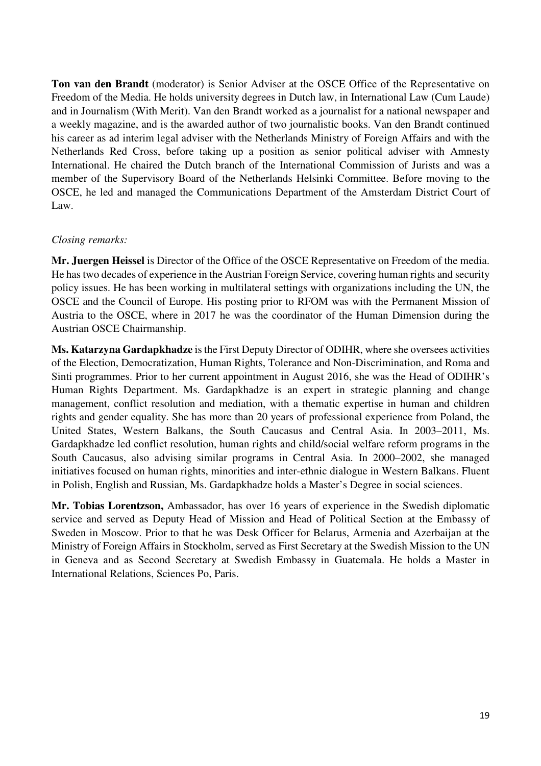**Ton van den Brandt** (moderator) is Senior Adviser at the OSCE Office of the Representative on Freedom of the Media. He holds university degrees in Dutch law, in International Law (Cum Laude) and in Journalism (With Merit). Van den Brandt worked as a journalist for a national newspaper and a weekly magazine, and is the awarded author of two journalistic books. Van den Brandt continued his career as ad interim legal adviser with the Netherlands Ministry of Foreign Affairs and with the Netherlands Red Cross, before taking up a position as senior political adviser with Amnesty International. He chaired the Dutch branch of the International Commission of Jurists and was a member of the Supervisory Board of the Netherlands Helsinki Committee. Before moving to the OSCE, he led and managed the Communications Department of the Amsterdam District Court of Law.

*Closing remarks:*

**Mr. Juergen Heissel** is Director of the Office of the OSCE Representative on Freedom of the media. He has two decades of experience in the Austrian Foreign Service, covering human rights and security policy issues. He has been working in multilateral settings with organizations including the UN, the OSCE and the Council of Europe. His posting prior to RFOM was with the Permanent Mission of Austria to the OSCE, where in 2017 he was the coordinator of the Human Dimension during the Austrian OSCE Chairmanship.

**Ms. Katarzyna Gardapkhadze** is the First Deputy Director of ODIHR, where she oversees activities of the Election, Democratization, Human Rights, Tolerance and Non-Discrimination, and Roma and Sinti programmes. Prior to her current appointment in August 2016, she was the Head of ODIHR's Human Rights Department. Ms. Gardapkhadze is an expert in strategic planning and change management, conflict resolution and mediation, with a thematic expertise in human and children rights and gender equality. She has more than 20 years of professional experience from Poland, the United States, Western Balkans, the South Caucasus and Central Asia. In 2003–2011, Ms. Gardapkhadze led conflict resolution, human rights and child/social welfare reform programs in the South Caucasus, also advising similar programs in Central Asia. In 2000–2002, she managed initiatives focused on human rights, minorities and inter-ethnic dialogue in Western Balkans. Fluent in Polish, English and Russian, Ms. Gardapkhadze holds a Master's Degree in social sciences.

**Mr. Tobias Lorentzson,** Ambassador, has over 16 years of experience in the Swedish diplomatic service and served as Deputy Head of Mission and Head of Political Section at the Embassy of Sweden in Moscow. Prior to that he was Desk Officer for Belarus, Armenia and Azerbaijan at the Ministry of Foreign Affairs in Stockholm, served as First Secretary at the Swedish Mission to the UN in Geneva and as Second Secretary at Swedish Embassy in Guatemala. He holds a Master in International Relations, Sciences Po, Paris.